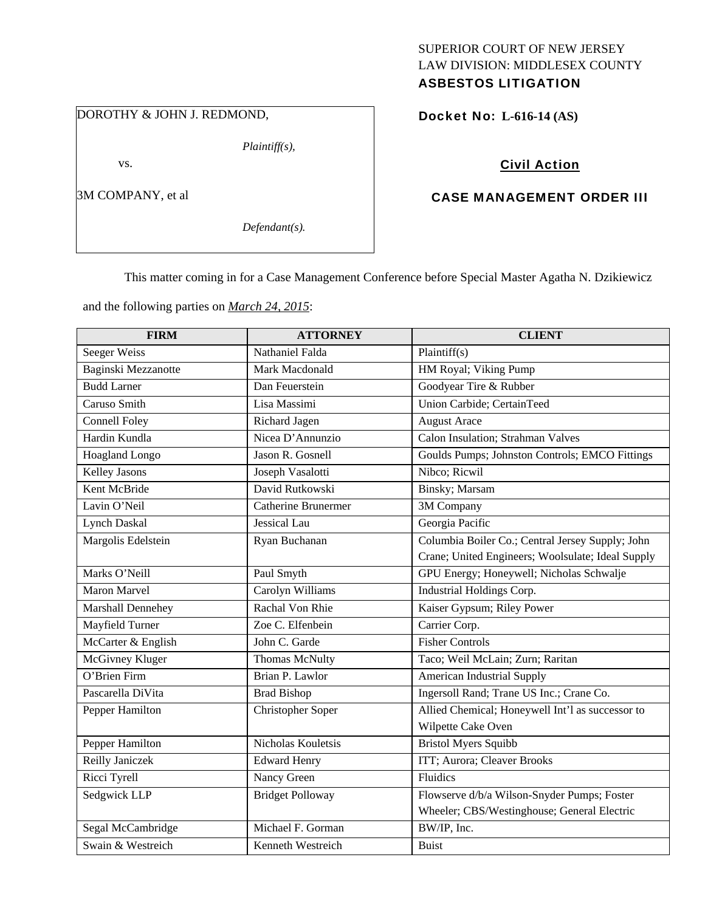SUPERIOR COURT OF NEW JERSEY
LAW DIVISION: MIDDLESEX COUNTY
**ASBESTOS LITIGATION**

DOROTHY & JOHN J. REDMOND,

*Plaintiff(s),*

vs.

3M COMPANY, et al

*Defendant(s).*

**Docket No: L-616-14 (AS)**

**Civil Action**

**CASE MANAGEMENT ORDER III**

This matter coming in for a Case Management Conference before Special Master Agatha N. Dzikiewicz and the following parties on *March 24, 2015*:

| FIRM | ATTORNEY | CLIENT |
| --- | --- | --- |
| Seeger Weiss | Nathaniel Falda | Plaintiff(s) |
| Baginski Mezzanotte | Mark Macdonald | HM Royal; Viking Pump |
| Budd Larner | Dan Feuerstein | Goodyear Tire & Rubber |
| Caruso Smith | Lisa Massimi | Union Carbide; CertainTeed |
| Connell Foley | Richard Jagen | August Arace |
| Hardin Kundla | Nicea D'Annunzio | Calon Insulation; Strahman Valves |
| Hoagland Longo | Jason R. Gosnell | Goulds Pumps; Johnston Controls; EMCO Fittings |
| Kelley Jasons | Joseph Vasalotti | Nibco; Ricwil |
| Kent McBride | David Rutkowski | Binsky; Marsam |
| Lavin O'Neil | Catherine Brunermer | 3M Company |
| Lynch Daskal | Jessical Lau | Georgia Pacific |
| Margolis Edelstein | Ryan Buchanan | Columbia Boiler Co.; Central Jersey Supply; John Crane; United Engineers; Woolsulate; Ideal Supply |
| Marks O'Neill | Paul Smyth | GPU Energy; Honeywell; Nicholas Schwalje |
| Maron Marvel | Carolyn Williams | Industrial Holdings Corp. |
| Marshall Dennehey | Rachal Von Rhie | Kaiser Gypsum; Riley Power |
| Mayfield Turner | Zoe C. Elfenbein | Carrier Corp. |
| McCarter & English | John C. Garde | Fisher Controls |
| McGivney Kluger | Thomas McNulty | Taco; Weil McLain; Zurn; Raritan |
| O'Brien Firm | Brian P. Lawlor | American Industrial Supply |
| Pascarella DiVita | Brad Bishop | Ingersoll Rand; Trane US Inc.; Crane Co. |
| Pepper Hamilton | Christopher Soper | Allied Chemical; Honeywell Int'l as successor to Wilpette Cake Oven |
| Pepper Hamilton | Nicholas Kouletsis | Bristol Myers Squibb |
| Reilly Janiczek | Edward Henry | ITT; Aurora; Cleaver Brooks |
| Ricci Tyrell | Nancy Green | Fluidics |
| Sedgwick LLP | Bridget Polloway | Flowserve d/b/a Wilson-Snyder Pumps; Foster Wheeler; CBS/Westinghouse; General Electric |
| Segal McCambridge | Michael F. Gorman | BW/IP, Inc. |
| Swain & Westreich | Kenneth Westreich | Buist |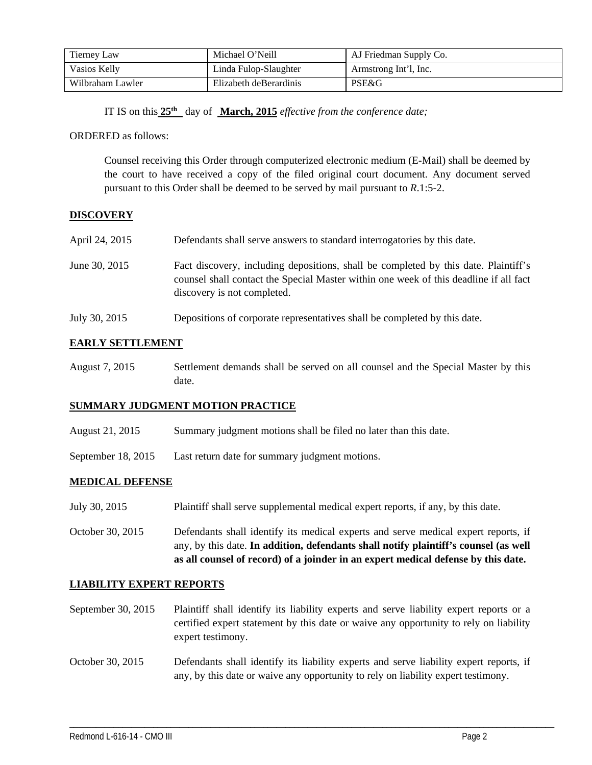| Tierney Law | Michael O'Neill | AJ Friedman Supply Co. |
| --- | --- | --- |
| Vasios Kelly | Linda Fulop-Slaughter | Armstrong Int'l, Inc. |
| Wilbraham Lawler | Elizabeth deBerardinis | PSE&G |

IT IS on this **25th** day of **March, 2015** *effective from the conference date;*

ORDERED as follows:

Counsel receiving this Order through computerized electronic medium (E-Mail) shall be deemed by the court to have received a copy of the filed original court document. Any document served pursuant to this Order shall be deemed to be served by mail pursuant to *R*.1:5-2.

**DISCOVERY**

April 24, 2015 — Defendants shall serve answers to standard interrogatories by this date.

June 30, 2015 — Fact discovery, including depositions, shall be completed by this date. Plaintiff's counsel shall contact the Special Master within one week of this deadline if all fact discovery is not completed.

July 30, 2015 — Depositions of corporate representatives shall be completed by this date.

**EARLY SETTLEMENT**

August 7, 2015 — Settlement demands shall be served on all counsel and the Special Master by this date.

**SUMMARY JUDGMENT MOTION PRACTICE**

August 21, 2015 — Summary judgment motions shall be filed no later than this date.

September 18, 2015 — Last return date for summary judgment motions.

**MEDICAL DEFENSE**

July 30, 2015 — Plaintiff shall serve supplemental medical expert reports, if any, by this date.

October 30, 2015 — Defendants shall identify its medical experts and serve medical expert reports, if any, by this date. **In addition, defendants shall notify plaintiff's counsel (as well as all counsel of record) of a joinder in an expert medical defense by this date.**

**LIABILITY EXPERT REPORTS**

September 30, 2015 — Plaintiff shall identify its liability experts and serve liability expert reports or a certified expert statement by this date or waive any opportunity to rely on liability expert testimony.

October 30, 2015 — Defendants shall identify its liability experts and serve liability expert reports, if any, by this date or waive any opportunity to rely on liability expert testimony.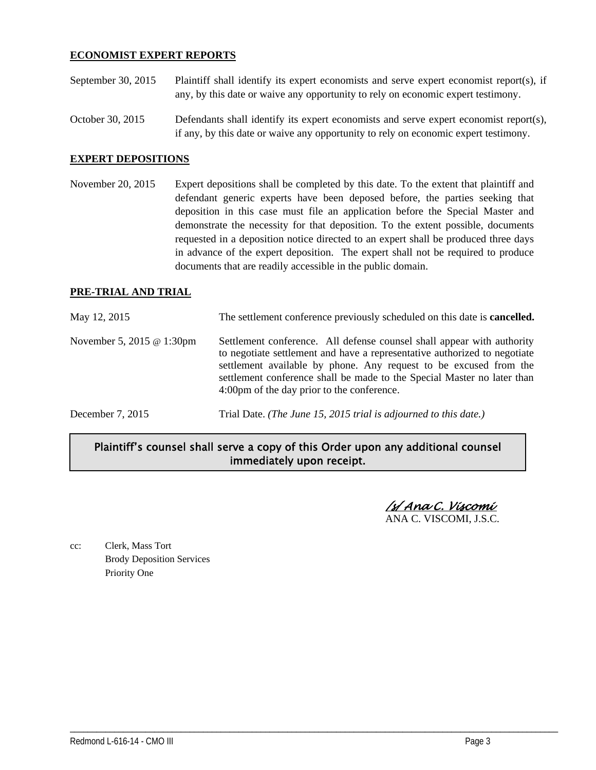**ECONOMIST EXPERT REPORTS**

| | |
|---|---|
| September 30, 2015 | Plaintiff shall identify its expert economists and serve expert economist report(s), if any, by this date or waive any opportunity to rely on economic expert testimony. |
| October 30, 2015 | Defendants shall identify its expert economists and serve expert economist report(s), if any, by this date or waive any opportunity to rely on economic expert testimony. |

**EXPERT DEPOSITIONS**

| | |
|---|---|
| November 20, 2015 | Expert depositions shall be completed by this date. To the extent that plaintiff and defendant generic experts have been deposed before, the parties seeking that deposition in this case must file an application before the Special Master and demonstrate the necessity for that deposition. To the extent possible, documents requested in a deposition notice directed to an expert shall be produced three days in advance of the expert deposition. The expert shall not be required to produce documents that are readily accessible in the public domain. |

**PRE-TRIAL AND TRIAL**

| | |
|---|---|
| May 12, 2015 | The settlement conference previously scheduled on this date is **cancelled.** |
| November 5, 2015 @ 1:30pm | Settlement conference. All defense counsel shall appear with authority to negotiate settlement and have a representative authorized to negotiate settlement available by phone. Any request to be excused from the settlement conference shall be made to the Special Master no later than 4:00pm of the day prior to the conference. |
| December 7, 2015 | Trial Date. *(The June 15, 2015 trial is adjourned to this date.)* |

**Plaintiff's counsel shall serve a copy of this Order upon any additional counsel immediately upon receipt.**

*/s/ Ana C. Viscomi*
ANA C. VISCOMI, J.S.C.

cc: Clerk, Mass Tort
Brody Deposition Services
Priority One